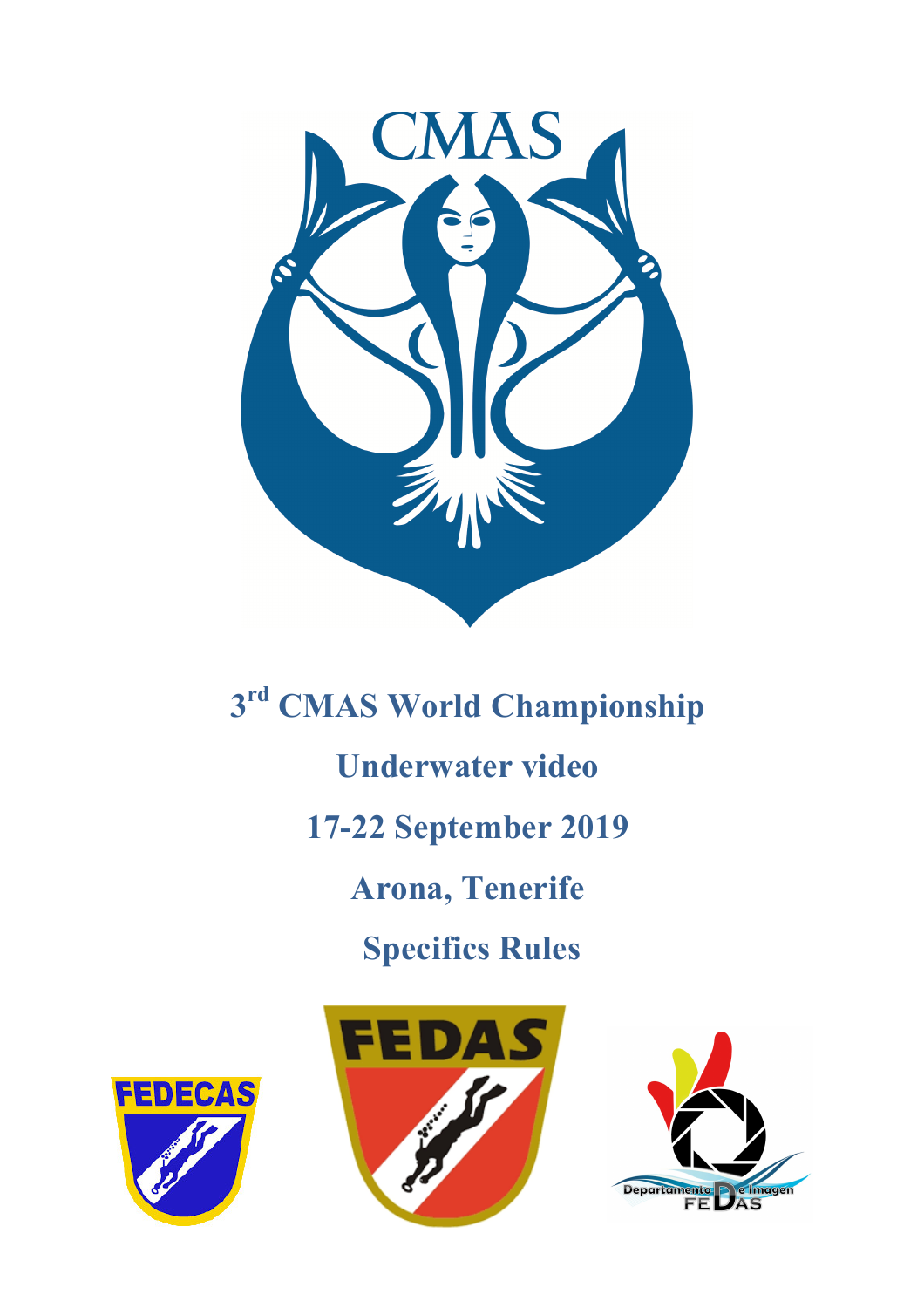CMAS

# 3rd CMAS World Championship

# Underwater video

# 17-22 September 2019

# Arona, Tenerife

# Specifics Rules

FEDECAS

FEDAS

Departamento De Imagen FEDAS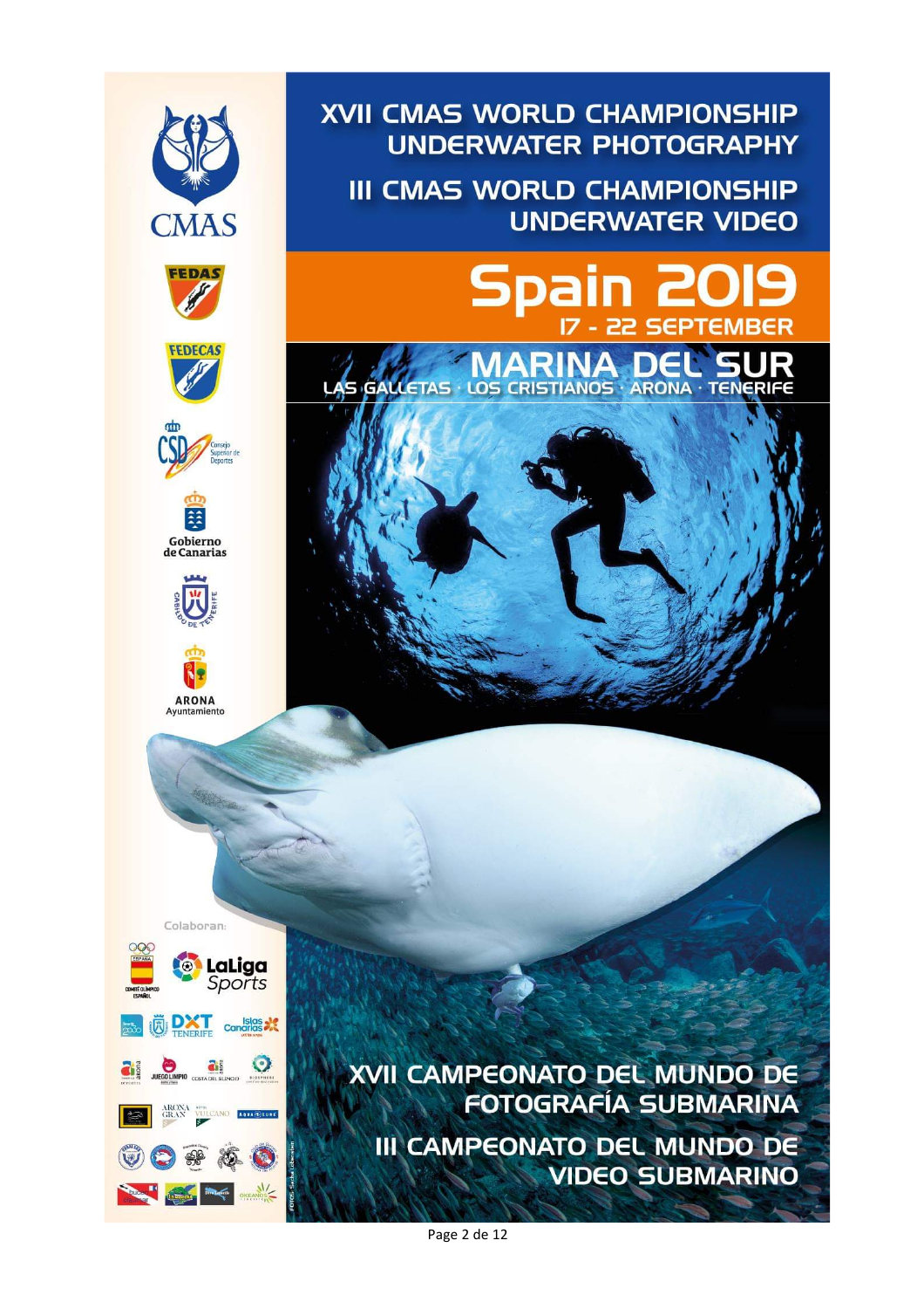# XVII CMAS WORLD CHAMPIONSHIP UNDERWATER PHOTOGRAPHY

# III CMAS WORLD CHAMPIONSHIP UNDERWATER VIDEO

## Spain 2019

### 17 - 22 SEPTEMBER

## MARINA DEL SUR

LAS GALLETAS · LOS CRISTIANOS · ARONA · TENERIFE

CMAS

FEDAS

FEDECAS

CSD Consejo Superior de Deportes

Gobierno de Canarias

Cabildo de Tenerife

ARONA Ayuntamiento

Colaboran:

COMITÉ OLÍMPICO ESPAÑOL

LaLiga Sports

DXT TENERIFE

Islas Canarias

JUEGO LIMPIO

COSTA DEL SILENCIO

ARONA GRAN

VULCANO

AQUA CLUB

OKEANOS

## XVII CAMPEONATO DEL MUNDO DE FOTOGRAFÍA SUBMARINA

## III CAMPEONATO DEL MUNDO DE VIDEO SUBMARINO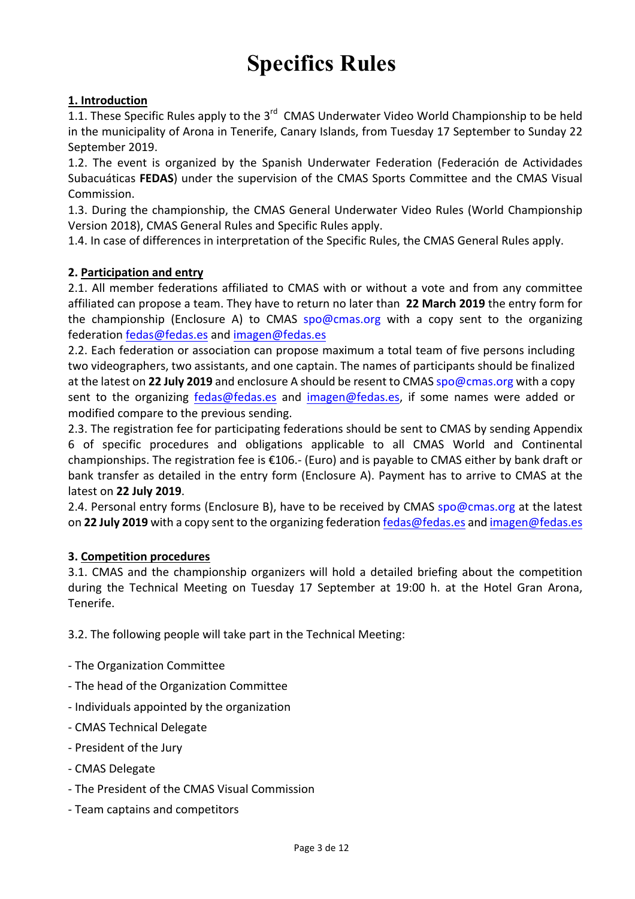# Specifics Rules

**1. Introduction**

1.1. These Specific Rules apply to the 3rd CMAS Underwater Video World Championship to be held in the municipality of Arona in Tenerife, Canary Islands, from Tuesday 17 September to Sunday 22 September 2019.

1.2. The event is organized by the Spanish Underwater Federation (Federación de Actividades Subacuáticas **FEDAS**) under the supervision of the CMAS Sports Committee and the CMAS Visual Commission.

1.3. During the championship, the CMAS General Underwater Video Rules (World Championship Version 2018), CMAS General Rules and Specific Rules apply.

1.4. In case of differences in interpretation of the Specific Rules, the CMAS General Rules apply.

**2. Participation and entry**

2.1. All member federations affiliated to CMAS with or without a vote and from any committee affiliated can propose a team. They have to return no later than **22 March 2019** the entry form for the championship (Enclosure A) to CMAS spo@cmas.org with a copy sent to the organizing federation fedas@fedas.es and imagen@fedas.es

2.2. Each federation or association can propose maximum a total team of five persons including two videographers, two assistants, and one captain. The names of participants should be finalized at the latest on **22 July 2019** and enclosure A should be resent to CMAS spo@cmas.org with a copy sent to the organizing fedas@fedas.es and imagen@fedas.es, if some names were added or modified compare to the previous sending.

2.3. The registration fee for participating federations should be sent to CMAS by sending Appendix 6 of specific procedures and obligations applicable to all CMAS World and Continental championships. The registration fee is €106.- (Euro) and is payable to CMAS either by bank draft or bank transfer as detailed in the entry form (Enclosure A). Payment has to arrive to CMAS at the latest on **22 July 2019**.

2.4. Personal entry forms (Enclosure B), have to be received by CMAS spo@cmas.org at the latest on **22 July 2019** with a copy sent to the organizing federation fedas@fedas.es and imagen@fedas.es

**3. Competition procedures**

3.1. CMAS and the championship organizers will hold a detailed briefing about the competition during the Technical Meeting on Tuesday 17 September at 19:00 h. at the Hotel Gran Arona, Tenerife.

3.2. The following people will take part in the Technical Meeting:

- The Organization Committee
- The head of the Organization Committee
- Individuals appointed by the organization
- CMAS Technical Delegate
- President of the Jury
- CMAS Delegate
- The President of the CMAS Visual Commission
- Team captains and competitors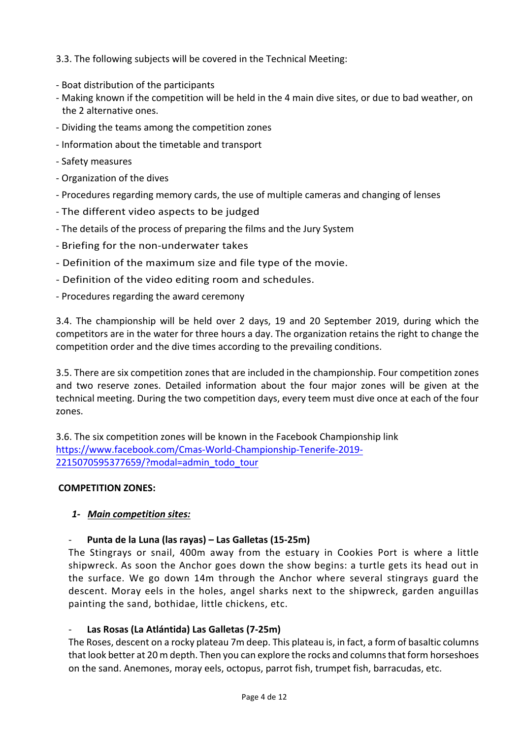3.3. The following subjects will be covered in the Technical Meeting:

- Boat distribution of the participants
- Making known if the competition will be held in the 4 main dive sites, or due to bad weather, on the 2 alternative ones.
- Dividing the teams among the competition zones
- Information about the timetable and transport
- Safety measures
- Organization of the dives
- Procedures regarding memory cards, the use of multiple cameras and changing of lenses
- The different video aspects to be judged
- The details of the process of preparing the films and the Jury System
- Briefing for the non-underwater takes
- Definition of the maximum size and file type of the movie.
- Definition of the video editing room and schedules.
- Procedures regarding the award ceremony

3.4. The championship will be held over 2 days, 19 and 20 September 2019, during which the competitors are in the water for three hours a day. The organization retains the right to change the competition order and the dive times according to the prevailing conditions.

3.5. There are six competition zones that are included in the championship. Four competition zones and two reserve zones. Detailed information about the four major zones will be given at the technical meeting. During the two competition days, every teem must dive once at each of the four zones.

3.6. The six competition zones will be known in the Facebook Championship link [https://www.facebook.com/Cmas-World-Championship-Tenerife-2019-2215070595377659/?modal=admin_todo_tour](https://www.facebook.com/Cmas-World-Championship-Tenerife-2019-2215070595377659/?modal=admin_todo_tour)

**COMPETITION ZONES:**

***1- Main competition sites:***

- **Punta de la Luna (las rayas) – Las Galletas (15-25m)**

  The Stingrays or snail, 400m away from the estuary in Cookies Port is where a little shipwreck. As soon the Anchor goes down the show begins: a turtle gets its head out in the surface. We go down 14m through the Anchor where several stingrays guard the descent. Moray eels in the holes, angel sharks next to the shipwreck, garden anguillas painting the sand, bothidae, little chickens, etc.

- **Las Rosas (La Atlántida) Las Galletas (7-25m)**

  The Roses, descent on a rocky plateau 7m deep. This plateau is, in fact, a form of basaltic columns that look better at 20 m depth. Then you can explore the rocks and columns that form horseshoes on the sand. Anemones, moray eels, octopus, parrot fish, trumpet fish, barracudas, etc.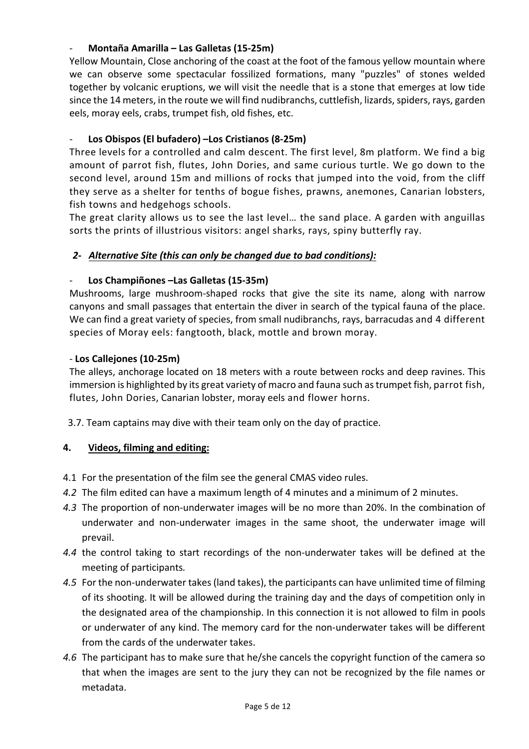- **Montaña Amarilla – Las Galletas (15-25m)**

Yellow Mountain, Close anchoring of the coast at the foot of the famous yellow mountain where we can observe some spectacular fossilized formations, many "puzzles" of stones welded together by volcanic eruptions, we will visit the needle that is a stone that emerges at low tide since the 14 meters, in the route we will find nudibranchs, cuttlefish, lizards, spiders, rays, garden eels, moray eels, crabs, trumpet fish, old fishes, etc.

- **Los Obispos (El bufadero) –Los Cristianos (8-25m)**

Three levels for a controlled and calm descent. The first level, 8m platform. We find a big amount of parrot fish, flutes, John Dories, and same curious turtle. We go down to the second level, around 15m and millions of rocks that jumped into the void, from the cliff they serve as a shelter for tenths of bogue fishes, prawns, anemones, Canarian lobsters, fish towns and hedgehogs schools.

The great clarity allows us to see the last level… the sand place. A garden with anguillas sorts the prints of illustrious visitors: angel sharks, rays, spiny butterfly ray.

*2- __Alternative Site (this can only be changed due to bad conditions):__*

- **Los Champiñones –Las Galletas (15-35m)**

Mushrooms, large mushroom-shaped rocks that give the site its name, along with narrow canyons and small passages that entertain the diver in search of the typical fauna of the place. We can find a great variety of species, from small nudibranchs, rays, barracudas and 4 different species of Moray eels: fangtooth, black, mottle and brown moray.

- **Los Callejones (10-25m)**

The alleys, anchorage located on 18 meters with a route between rocks and deep ravines. This immersion is highlighted by its great variety of macro and fauna such as trumpet fish, parrot fish, flutes, John Dories, Canarian lobster, moray eels and flower horns.

3.7. Team captains may dive with their team only on the day of practice.

## 4. __Videos, filming and editing:__

4.1 For the presentation of the film see the general CMAS video rules.

*4.2* The film edited can have a maximum length of 4 minutes and a minimum of 2 minutes.

*4.3* The proportion of non-underwater images will be no more than 20%. In the combination of underwater and non-underwater images in the same shoot, the underwater image will prevail.

*4.4* the control taking to start recordings of the non-underwater takes will be defined at the meeting of participants*.*

*4.5* For the non-underwater takes (land takes), the participants can have unlimited time of filming of its shooting. It will be allowed during the training day and the days of competition only in the designated area of the championship. In this connection it is not allowed to film in pools or underwater of any kind. The memory card for the non-underwater takes will be different from the cards of the underwater takes.

*4.6* The participant has to make sure that he/she cancels the copyright function of the camera so that when the images are sent to the jury they can not be recognized by the file names or metadata.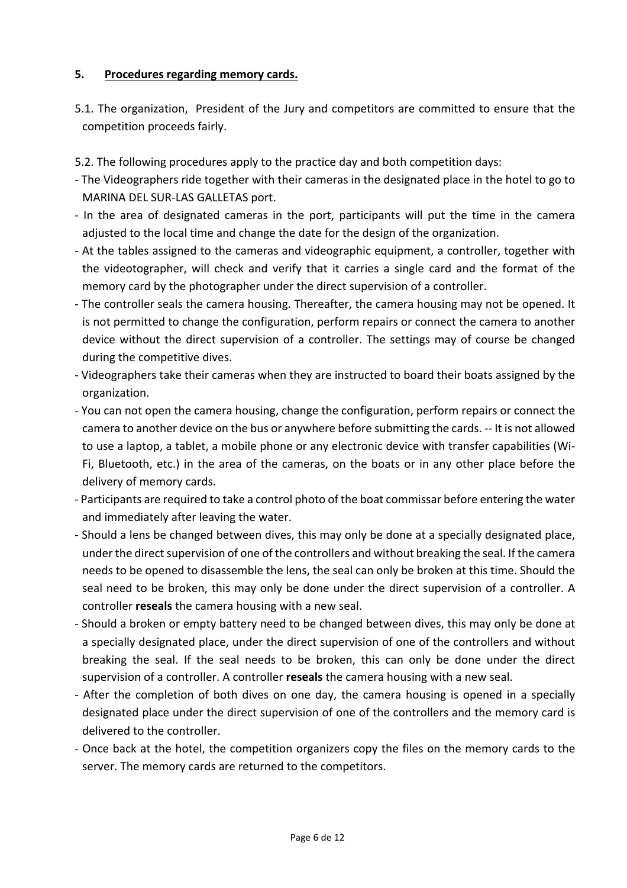## 5. <u>Procedures regarding memory cards.</u>

5.1. The organization, President of the Jury and competitors are committed to ensure that the competition proceeds fairly.

5.2. The following procedures apply to the practice day and both competition days:

- The Videographers ride together with their cameras in the designated place in the hotel to go to MARINA DEL SUR-LAS GALLETAS port.
- In the area of designated cameras in the port, participants will put the time in the camera adjusted to the local time and change the date for the design of the organization.
- At the tables assigned to the cameras and videographic equipment, a controller, together with the videotographer, will check and verify that it carries a single card and the format of the memory card by the photographer under the direct supervision of a controller.
- The controller seals the camera housing. Thereafter, the camera housing may not be opened. It is not permitted to change the configuration, perform repairs or connect the camera to another device without the direct supervision of a controller. The settings may of course be changed during the competitive dives.
- Videographers take their cameras when they are instructed to board their boats assigned by the organization.
- You can not open the camera housing, change the configuration, perform repairs or connect the camera to another device on the bus or anywhere before submitting the cards. -- It is not allowed to use a laptop, a tablet, a mobile phone or any electronic device with transfer capabilities (Wi-Fi, Bluetooth, etc.) in the area of the cameras, on the boats or in any other place before the delivery of memory cards.
- Participants are required to take a control photo of the boat commissar before entering the water and immediately after leaving the water.
- Should a lens be changed between dives, this may only be done at a specially designated place, under the direct supervision of one of the controllers and without breaking the seal. If the camera needs to be opened to disassemble the lens, the seal can only be broken at this time. Should the seal need to be broken, this may only be done under the direct supervision of a controller. A controller **reseals** the camera housing with a new seal.
- Should a broken or empty battery need to be changed between dives, this may only be done at a specially designated place, under the direct supervision of one of the controllers and without breaking the seal. If the seal needs to be broken, this can only be done under the direct supervision of a controller. A controller **reseals** the camera housing with a new seal.
- After the completion of both dives on one day, the camera housing is opened in a specially designated place under the direct supervision of one of the controllers and the memory card is delivered to the controller.
- Once back at the hotel, the competition organizers copy the files on the memory cards to the server. The memory cards are returned to the competitors.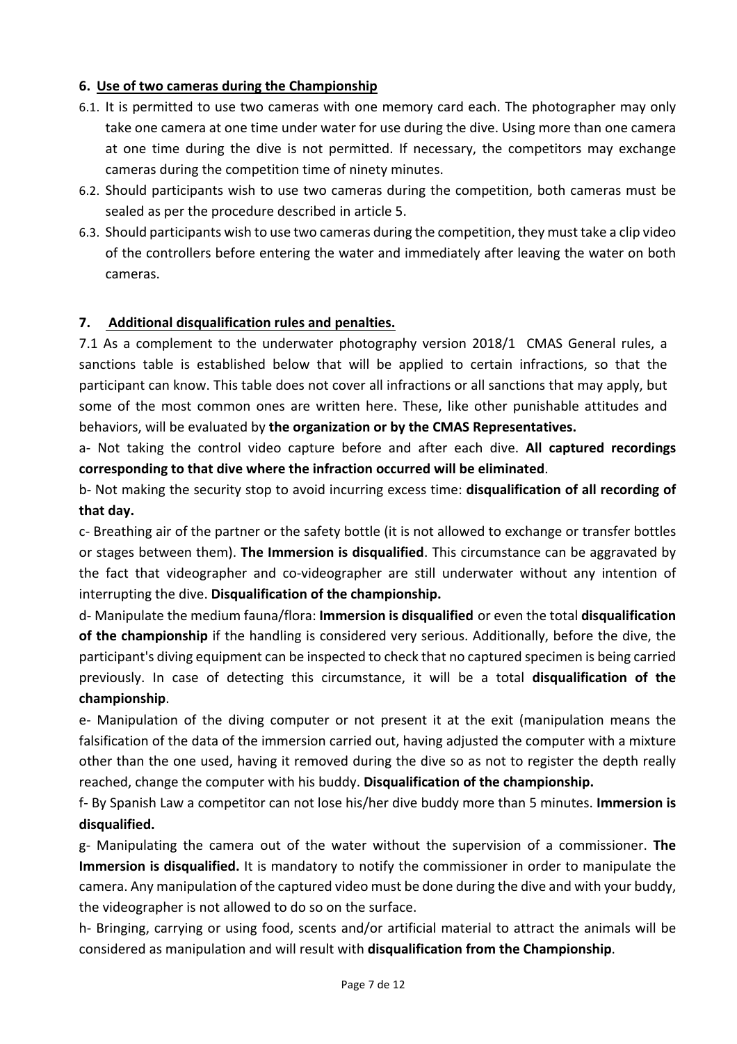## 6. Use of two cameras during the Championship

6.1. It is permitted to use two cameras with one memory card each. The photographer may only take one camera at one time under water for use during the dive. Using more than one camera at one time during the dive is not permitted. If necessary, the competitors may exchange cameras during the competition time of ninety minutes.

6.2. Should participants wish to use two cameras during the competition, both cameras must be sealed as per the procedure described in article 5.

6.3. Should participants wish to use two cameras during the competition, they must take a clip video of the controllers before entering the water and immediately after leaving the water on both cameras.

## 7. Additional disqualification rules and penalties.

7.1 As a complement to the underwater photography version 2018/1 CMAS General rules, a sanctions table is established below that will be applied to certain infractions, so that the participant can know. This table does not cover all infractions or all sanctions that may apply, but some of the most common ones are written here. These, like other punishable attitudes and behaviors, will be evaluated by **the organization or by the CMAS Representatives.**

a- Not taking the control video capture before and after each dive. **All captured recordings corresponding to that dive where the infraction occurred will be eliminated**.

b- Not making the security stop to avoid incurring excess time: **disqualification of all recording of that day.**

c- Breathing air of the partner or the safety bottle (it is not allowed to exchange or transfer bottles or stages between them). **The Immersion is disqualified**. This circumstance can be aggravated by the fact that videographer and co-videographer are still underwater without any intention of interrupting the dive. **Disqualification of the championship.**

d- Manipulate the medium fauna/flora: **Immersion is disqualified** or even the total **disqualification of the championship** if the handling is considered very serious. Additionally, before the dive, the participant's diving equipment can be inspected to check that no captured specimen is being carried previously. In case of detecting this circumstance, it will be a total **disqualification of the championship**.

e- Manipulation of the diving computer or not present it at the exit (manipulation means the falsification of the data of the immersion carried out, having adjusted the computer with a mixture other than the one used, having it removed during the dive so as not to register the depth really reached, change the computer with his buddy. **Disqualification of the championship.**

f- By Spanish Law a competitor can not lose his/her dive buddy more than 5 minutes. **Immersion is disqualified.**

g- Manipulating the camera out of the water without the supervision of a commissioner. **The Immersion is disqualified.** It is mandatory to notify the commissioner in order to manipulate the camera. Any manipulation of the captured video must be done during the dive and with your buddy, the videographer is not allowed to do so on the surface.

h- Bringing, carrying or using food, scents and/or artificial material to attract the animals will be considered as manipulation and will result with **disqualification from the Championship**.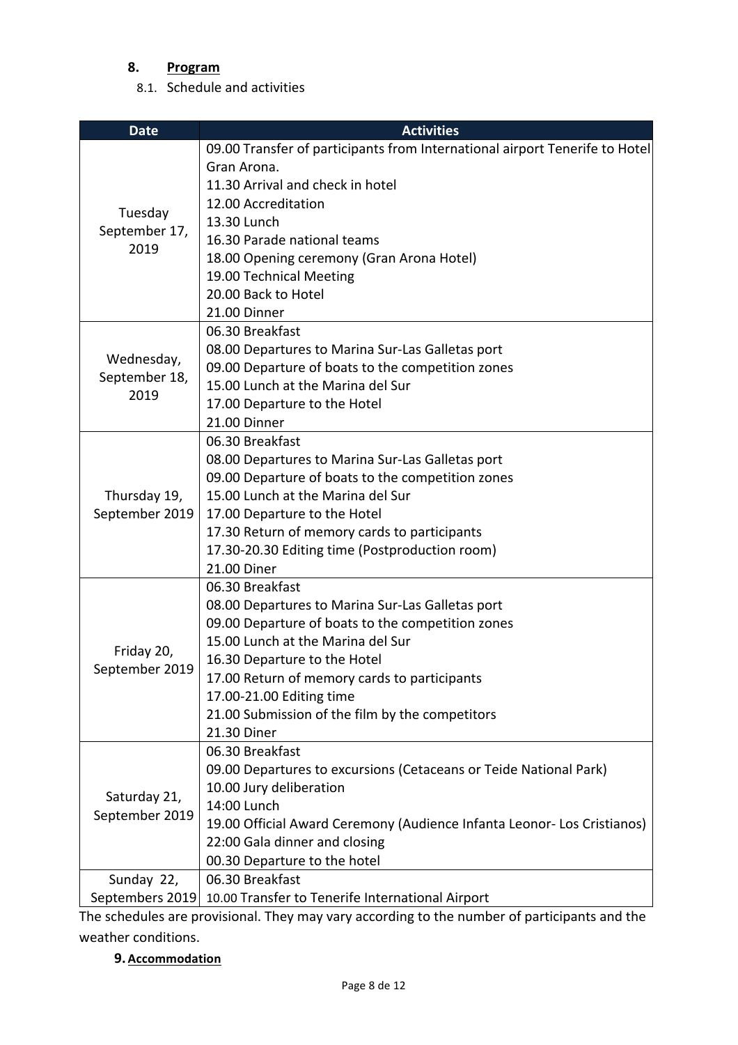## 8. Program

### 8.1. Schedule and activities

| Date | Activities |
|---|---|
| Tuesday September 17, 2019 | 09.00 Transfer of participants from International airport Tenerife to Hotel Gran Arona.<br>11.30 Arrival and check in hotel<br>12.00 Accreditation<br>13.30 Lunch<br>16.30 Parade national teams<br>18.00 Opening ceremony (Gran Arona Hotel)<br>19.00 Technical Meeting<br>20.00 Back to Hotel<br>21.00 Dinner |
| Wednesday, September 18, 2019 | 06.30 Breakfast<br>08.00 Departures to Marina Sur-Las Galletas port<br>09.00 Departure of boats to the competition zones<br>15.00 Lunch at the Marina del Sur<br>17.00 Departure to the Hotel<br>21.00 Dinner |
| Thursday 19, September 2019 | 06.30 Breakfast<br>08.00 Departures to Marina Sur-Las Galletas port<br>09.00 Departure of boats to the competition zones<br>15.00 Lunch at the Marina del Sur<br>17.00 Departure to the Hotel<br>17.30 Return of memory cards to participants<br>17.30-20.30 Editing time (Postproduction room)<br>21.00 Diner |
| Friday 20, September 2019 | 06.30 Breakfast<br>08.00 Departures to Marina Sur-Las Galletas port<br>09.00 Departure of boats to the competition zones<br>15.00 Lunch at the Marina del Sur<br>16.30 Departure to the Hotel<br>17.00 Return of memory cards to participants<br>17.00-21.00 Editing time<br>21.00 Submission of the film by the competitors<br>21.30 Diner |
| Saturday 21, September 2019 | 06.30 Breakfast<br>09.00 Departures to excursions (Cetaceans or Teide National Park)<br>10.00 Jury deliberation<br>14:00 Lunch<br>19.00 Official Award Ceremony (Audience Infanta Leonor- Los Cristianos)<br>22:00 Gala dinner and closing<br>00.30 Departure to the hotel |
| Sunday 22, Septembers 2019 | 06.30 Breakfast<br>10.00 Transfer to Tenerife International Airport |

The schedules are provisional. They may vary according to the number of participants and the weather conditions.

## 9. Accommodation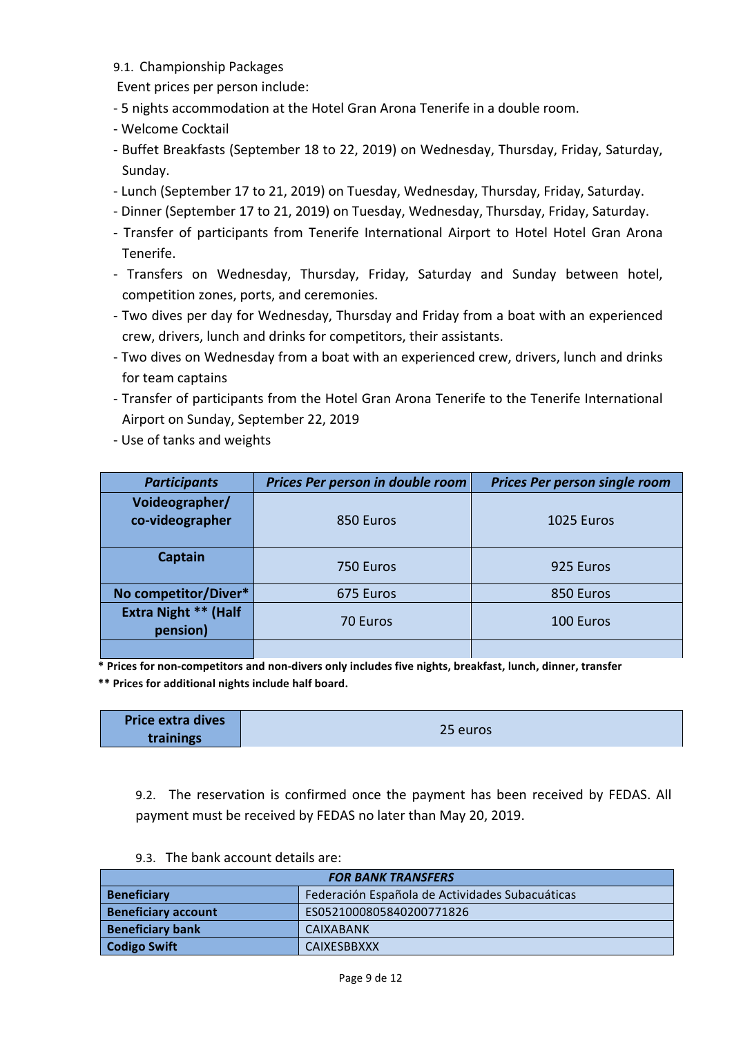9.1. Championship Packages

Event prices per person include:

- 5 nights accommodation at the Hotel Gran Arona Tenerife in a double room.
- Welcome Cocktail
- Buffet Breakfasts (September 18 to 22, 2019) on Wednesday, Thursday, Friday, Saturday, Sunday.
- Lunch (September 17 to 21, 2019) on Tuesday, Wednesday, Thursday, Friday, Saturday.
- Dinner (September 17 to 21, 2019) on Tuesday, Wednesday, Thursday, Friday, Saturday.
- Transfer of participants from Tenerife International Airport to Hotel Hotel Gran Arona Tenerife.
- Transfers on Wednesday, Thursday, Friday, Saturday and Sunday between hotel, competition zones, ports, and ceremonies.
- Two dives per day for Wednesday, Thursday and Friday from a boat with an experienced crew, drivers, lunch and drinks for competitors, their assistants.
- Two dives on Wednesday from a boat with an experienced crew, drivers, lunch and drinks for team captains
- Transfer of participants from the Hotel Gran Arona Tenerife to the Tenerife International Airport on Sunday, September 22, 2019
- Use of tanks and weights

| ***Participants*** | ***Prices Per person in double room*** | ***Prices Per person single room*** |
|---|---|---|
| **Voideographer/ co-videographer** | 850 Euros | 1025 Euros |
| **Captain** | 750 Euros | 925 Euros |
| **No competitor/Diver*** | 675 Euros | 850 Euros |
| **Extra Night ** (Half pension)** | 70 Euros | 100 Euros |
| | | |

**\* Prices for non-competitors and non-divers only includes five nights, breakfast, lunch, dinner, transfer**

**\*\* Prices for additional nights include half board.**

| **Price extra dives trainings** | 25 euros |
|---|---|

9.2. The reservation is confirmed once the payment has been received by FEDAS. All payment must be received by FEDAS no later than May 20, 2019.

9.3. The bank account details are:

| ***FOR BANK TRANSFERS*** | |
|---|---|
| **Beneficiary** | Federación Española de Actividades Subacuáticas |
| **Beneficiary account** | ES0521000805840200771826 |
| **Beneficiary bank** | CAIXABANK |
| **Codigo Swift** | CAIXESBBXXX |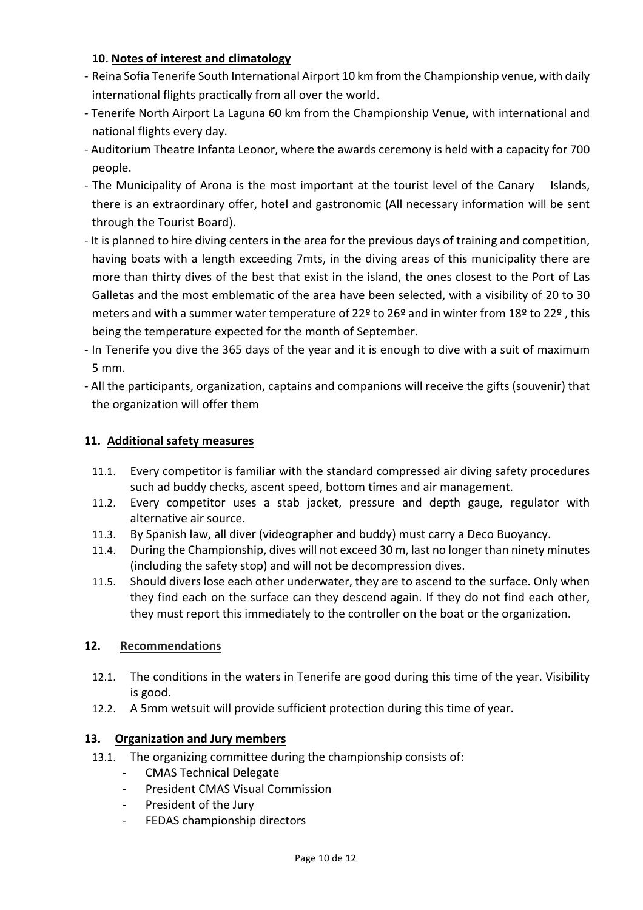## 10. Notes of interest and climatology

- Reina Sofia Tenerife South International Airport 10 km from the Championship venue, with daily international flights practically from all over the world.
- Tenerife North Airport La Laguna 60 km from the Championship Venue, with international and national flights every day.
- Auditorium Theatre Infanta Leonor, where the awards ceremony is held with a capacity for 700 people.
- The Municipality of Arona is the most important at the tourist level of the Canary Islands, there is an extraordinary offer, hotel and gastronomic (All necessary information will be sent through the Tourist Board).
- It is planned to hire diving centers in the area for the previous days of training and competition, having boats with a length exceeding 7mts, in the diving areas of this municipality there are more than thirty dives of the best that exist in the island, the ones closest to the Port of Las Galletas and the most emblematic of the area have been selected, with a visibility of 20 to 30 meters and with a summer water temperature of 22º to 26º and in winter from 18º to 22º , this being the temperature expected for the month of September.
- In Tenerife you dive the 365 days of the year and it is enough to dive with a suit of maximum 5 mm.
- All the participants, organization, captains and companions will receive the gifts (souvenir) that the organization will offer them

## 11. Additional safety measures

11.1. Every competitor is familiar with the standard compressed air diving safety procedures such ad buddy checks, ascent speed, bottom times and air management.

11.2. Every competitor uses a stab jacket, pressure and depth gauge, regulator with alternative air source.

11.3. By Spanish law, all diver (videographer and buddy) must carry a Deco Buoyancy.

11.4. During the Championship, dives will not exceed 30 m, last no longer than ninety minutes (including the safety stop) and will not be decompression dives.

11.5. Should divers lose each other underwater, they are to ascend to the surface. Only when they find each on the surface can they descend again. If they do not find each other, they must report this immediately to the controller on the boat or the organization.

## 12. Recommendations

12.1. The conditions in the waters in Tenerife are good during this time of the year. Visibility is good.

12.2. A 5mm wetsuit will provide sufficient protection during this time of year.

## 13. Organization and Jury members

13.1. The organizing committee during the championship consists of:

- CMAS Technical Delegate
- President CMAS Visual Commission
- President of the Jury
- FEDAS championship directors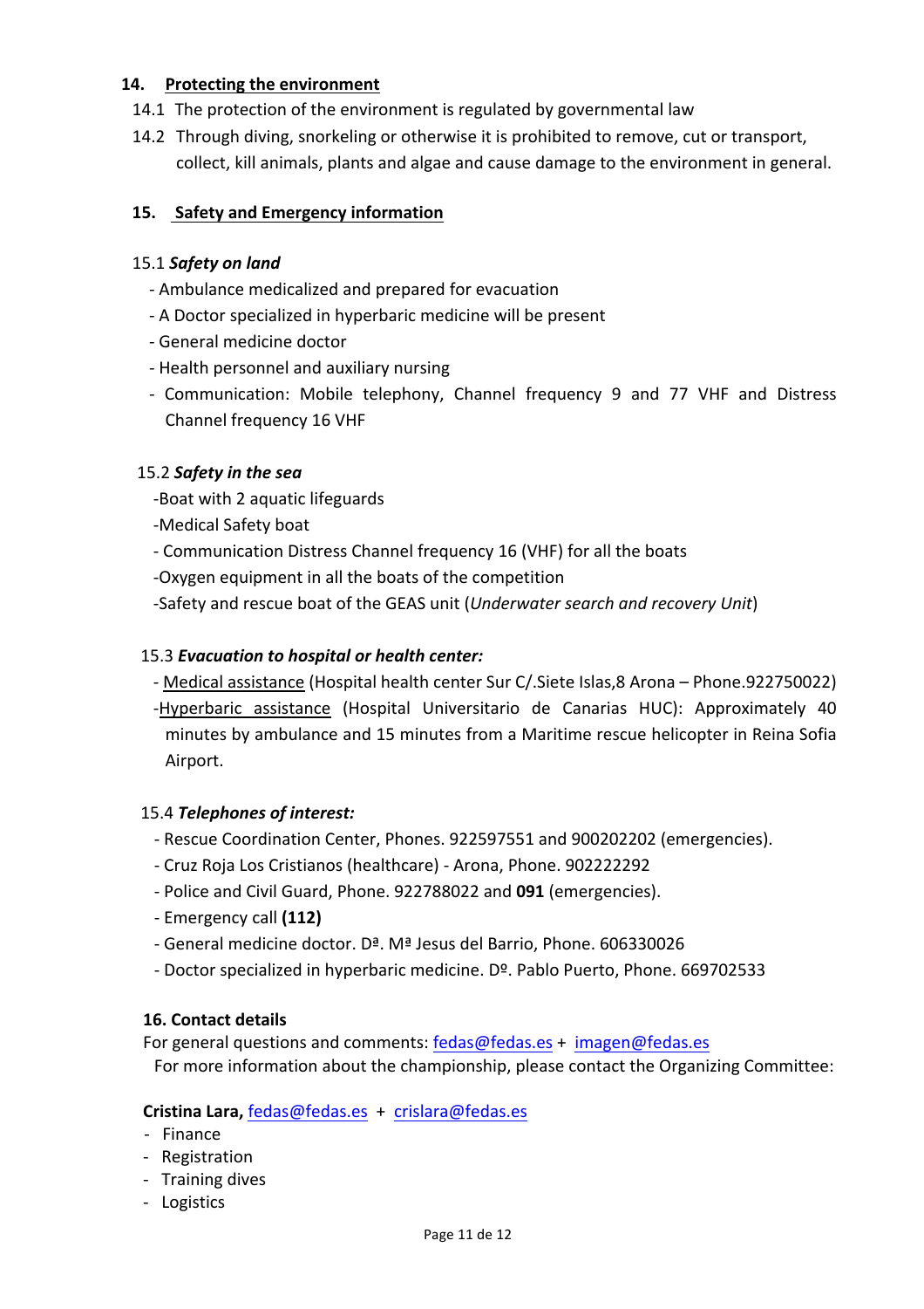## 14. Protecting the environment

14.1 The protection of the environment is regulated by governmental law

14.2 Through diving, snorkeling or otherwise it is prohibited to remove, cut or transport, collect, kill animals, plants and algae and cause damage to the environment in general.

## 15. Safety and Emergency information

### 15.1 *Safety on land*

- Ambulance medicalized and prepared for evacuation
- A Doctor specialized in hyperbaric medicine will be present
- General medicine doctor
- Health personnel and auxiliary nursing
- Communication: Mobile telephony, Channel frequency 9 and 77 VHF and Distress Channel frequency 16 VHF

### 15.2 *Safety in the sea*

- Boat with 2 aquatic lifeguards
- Medical Safety boat
- Communication Distress Channel frequency 16 (VHF) for all the boats
- Oxygen equipment in all the boats of the competition
- Safety and rescue boat of the GEAS unit (*Underwater search and recovery Unit*)

### 15.3 *Evacuation to hospital or health center:*

- Medical assistance (Hospital health center Sur C/.Siete Islas,8 Arona – Phone.922750022)
- Hyperbaric assistance (Hospital Universitario de Canarias HUC): Approximately 40 minutes by ambulance and 15 minutes from a Maritime rescue helicopter in Reina Sofia Airport.

### 15.4 *Telephones of interest:*

- Rescue Coordination Center, Phones. 922597551 and 900202202 (emergencies).
- Cruz Roja Los Cristianos (healthcare) - Arona, Phone. 902222292
- Police and Civil Guard, Phone. 922788022 and **091** (emergencies).
- Emergency call **(112)**
- General medicine doctor. Dª. Mª Jesus del Barrio, Phone. 606330026
- Doctor specialized in hyperbaric medicine. Dº. Pablo Puerto, Phone. 669702533

## 16. Contact details

For general questions and comments: fedas@fedas.es + imagen@fedas.es

For more information about the championship, please contact the Organizing Committee:

**Cristina Lara,** fedas@fedas.es + crislara@fedas.es

- Finance
- Registration
- Training dives
- Logistics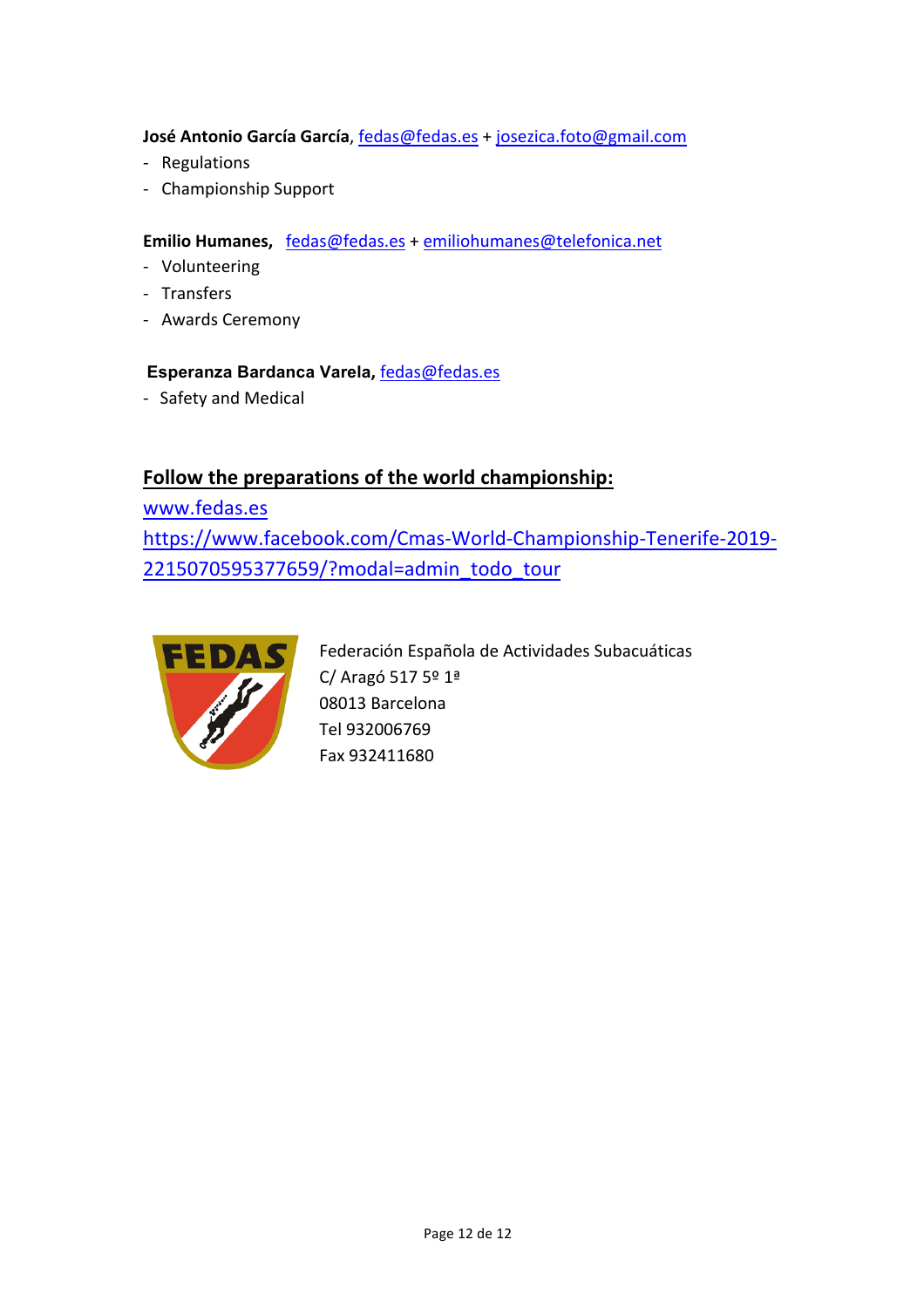**José Antonio García García**, fedas@fedas.es + josezica.foto@gmail.com

- Regulations
- Championship Support

**Emilio Humanes**, fedas@fedas.es + emiliohumanes@telefonica.net

- Volunteering
- Transfers
- Awards Ceremony

**Esperanza Bardanca Varela,** fedas@fedas.es

- Safety and Medical

## Follow the preparations of the world championship:

www.fedas.es
https://www.facebook.com/Cmas-World-Championship-Tenerife-2019-2215070595377659/?modal=admin_todo_tour

Federación Española de Actividades Subacuáticas
C/ Aragó 517 5º 1ª
08013 Barcelona
Tel 932006769
Fax 932411680